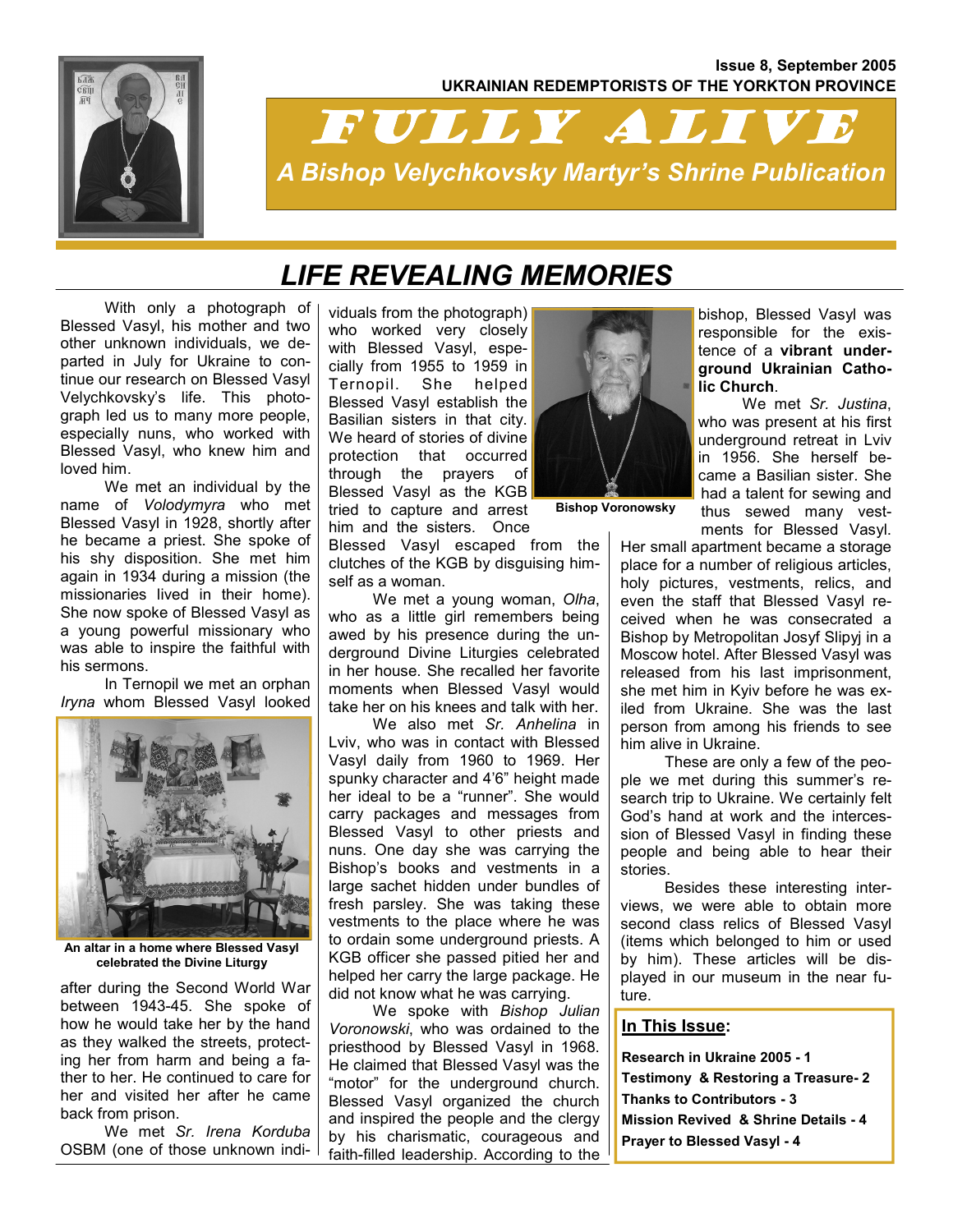Issue 8, September 2005

UKRAINIAN REDEMPTORISTS OF THE YORKTON PROVINCE

# FULLY ALIVE

*A Bishop Velychkovsky Martyr's Shrine Publication*

## LIFE REVEALING MEMORIES

With only a photograph of Blessed Vasyl, his mother and two other unknown individuals, we departed in July for Ukraine to continue our research on Blessed Vasyl Velychkovsky's life. This photograph led us to many more people, especially nuns, who worked with Blessed Vasyl, who knew him and loved him.

We met an individual by the name of *Volodymyra* who met Blessed Vasyl in 1928, shortly after he became a priest. She spoke of his shy disposition. She met him again in 1934 during a mission (the missionaries lived in their home). She now spoke of Blessed Vasyl as a young powerful missionary who was able to inspire the faithful with his sermons.

In Ternopil we met an orphan *Iryna* whom Blessed Vasyl looked after during the Second World War between 1943-45. She spoke of how he would take her by the hand as they walked the streets, protecting her from harm and being a father to her. He continued to care for her and visited her after he came back from prison.

An altar in a home where Blessed Vasyl celebrated the Divine Liturgy

We met *Sr. Irena Korduba* OSBM (one of those unknown individuals from the photograph) who worked very closely with Blessed Vasyl, especially from 1955 to 1959 in Ternopil. She helped Blessed Vasyl establish the Basilian sisters in that city. We heard of stories of divine protection that occurred through the prayers of Blessed Vasyl as the KGB tried to capture and arrest him and the sisters. Once Blessed Vasyl escaped from the clutches of the KGB by disguising himself as a woman.

We met a young woman, *Olha*, who as a little girl remembers being awed by his presence during the underground Divine Liturgies celebrated in her house. She recalled her favorite moments when Blessed Vasyl would take her on his knees and talk with her.

We also met *Sr. Anhelina* in Lviv, who was in contact with Blessed Vasyl daily from 1960 to 1969. Her spunky character and 4'6" height made her ideal to be a "runner". She would carry packages and messages from Blessed Vasyl to other priests and nuns. One day she was carrying the Bishop's books and vestments in a large sachet hidden under bundles of fresh parsley. She was taking these vestments to the place where he was to ordain some underground priests. A KGB officer she passed pitied her and helped her carry the large package. He did not know what he was carrying.

We spoke with *Bishop Julian Voronowski*, who was ordained to the priesthood by Blessed Vasyl in 1968. He claimed that Blessed Vasyl was the "motor" for the underground church. Blessed Vasyl organized the church and inspired the people and the clergy by his charismatic, courageous and faith-filled leadership. According to the bishop, Blessed Vasyl was responsible for the existence of a **vibrant underground Ukrainian Catholic Church**.

Bishop Voronowsky

We met *Sr. Justina*, who was present at his first underground retreat in Lviv in 1956. She herself became a Basilian sister. She had a talent for sewing and thus sewed many vestments for Blessed Vasyl. Her small apartment became a storage place for a number of religious articles, holy pictures, vestments, relics, and even the staff that Blessed Vasyl received when he was consecrated a Bishop by Metropolitan Josyf Slipyj in a Moscow hotel. After Blessed Vasyl was released from his last imprisonment, she met him in Kyiv before he was exiled from Ukraine. She was the last person from among his friends to see him alive in Ukraine.

These are only a few of the people we met during this summer's research trip to Ukraine. We certainly felt God's hand at work and the intercession of Blessed Vasyl in finding these people and being able to hear their stories.

Besides these interesting interviews, we were able to obtain more second class relics of Blessed Vasyl (items which belonged to him or used by him). These articles will be displayed in our museum in the near future.

**In This Issue:**

**Research in Ukraine 2005 - 1**
**Testimony & Restoring a Treasure- 2**
**Thanks to Contributors - 3**
**Mission Revived & Shrine Details - 4**
**Prayer to Blessed Vasyl - 4**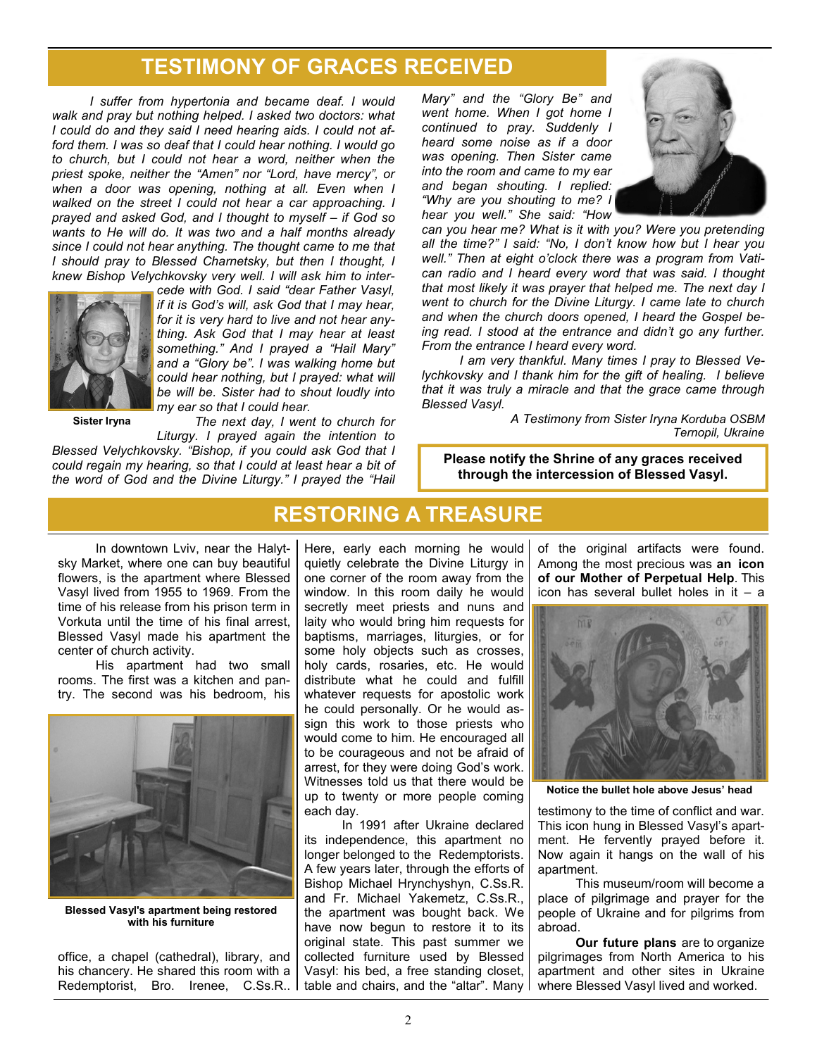## TESTIMONY OF GRACES RECEIVED

*I suffer from hypertonia and became deaf. I would walk and pray but nothing helped. I asked two doctors: what I could do and they said I need hearing aids. I could not afford them. I was so deaf that I could hear nothing. I would go to church, but I could not hear a word, neither when the priest spoke, neither the "Amen" nor "Lord, have mercy", or when a door was opening, nothing at all. Even when I walked on the street I could not hear a car approaching. I prayed and asked God, and I thought to myself – if God so wants to He will do. It was two and a half months already since I could not hear anything. The thought came to me that I should pray to Blessed Charnetsky, but then I thought, I knew Bishop Velychkovsky very well. I will ask him to intercede with God. I said "dear Father Vasyl, if it is God's will, ask God that I may hear, for it is very hard to live and not hear anything. Ask God that I may hear at least something." And I prayed a "Hail Mary" and a "Glory be". I was walking home but I could hear nothing, but I prayed: what will be will be. Sister had to shout loudly into my ear so that I could hear.*

**Sister Iryna**

*The next day, I went to church for Liturgy. I prayed again the intention to Blessed Velychkovsky. "Bishop, if you could ask God that I could regain my hearing, so that I could at least hear a bit of the word of God and the Divine Liturgy." I prayed the "Hail Mary" and the "Glory Be" and went home. When I got home I continued to pray. Suddenly I heard some noise as if a door was opening. Then Sister came into the room and came to my ear and began shouting. I replied: "Why are you shouting to me? I hear you well." She said: "How can you hear me? What is it with you? Were you pretending all the time?" I said: "No, I don't know how but I hear you well." Then at eight o'clock there was a program from Vatican radio and I heard every word that was said. I thought that most likely it was prayer that helped me. The next day I went to church for the Divine Liturgy. I came late to church and when the church doors opened, I heard the Gospel being read. I stood at the entrance and didn't go any further. From the entrance I heard every word.*

*I am very thankful. Many times I pray to Blessed Velychkovsky and I thank him for the gift of healing. I believe that it was truly a miracle and that the grace came through Blessed Vasyl.*

*A Testimony from Sister Iryna Korduba OSBM*
*Ternopil, Ukraine*

**Please notify the Shrine of any graces received through the intercession of Blessed Vasyl.**

## RESTORING A TREASURE

In downtown Lviv, near the Halytsky Market, where one can buy beautiful flowers, is the apartment where Blessed Vasyl lived from 1955 to 1969. From the time of his release from his prison term in Vorkuta until the time of his final arrest, Blessed Vasyl made his apartment the center of church activity.

His apartment had two small rooms. The first was a kitchen and pantry. The second was his bedroom, his office, a chapel (cathedral), library, and his chancery. He shared this room with a Redemptorist, Bro. Irenee, C.Ss.R.. Here, early each morning he would quietly celebrate the Divine Liturgy in one corner of the room away from the window. In this room daily he would secretly meet priests and nuns and laity who would bring him requests for baptisms, marriages, liturgies, or for some holy objects such as crosses, holy cards, rosaries, etc. He would distribute what he could and fulfill whatever requests for apostolic work he could personally. Or he would assign this work to those priests who would come to him. He encouraged all to be courageous and not be afraid of arrest, for they were doing God's work. Witnesses told us that there would be up to twenty or more people coming each day.

**Blessed Vasyl's apartment being restored with his furniture**

In 1991 after Ukraine declared its independence, this apartment no longer belonged to the Redemptorists. A few years later, through the efforts of Bishop Michael Hrynchyshyn, C.Ss.R. and Fr. Michael Yakemetz, C.Ss.R., the apartment was bought back. We have now begun to restore it to its original state. This past summer we collected furniture used by Blessed Vasyl: his bed, a free standing closet, table and chairs, and the "altar". Many of the original artifacts were found. Among the most precious was **an icon of our Mother of Perpetual Help**. This icon has several bullet holes in it – a testimony to the time of conflict and war. This icon hung in Blessed Vasyl's apartment. He fervently prayed before it. Now again it hangs on the wall of his apartment.

**Notice the bullet hole above Jesus' head**

This museum/room will become a place of pilgrimage and prayer for the people of Ukraine and for pilgrims from abroad.

**Our future plans** are to organize pilgrimages from North America to his apartment and other sites in Ukraine where Blessed Vasyl lived and worked.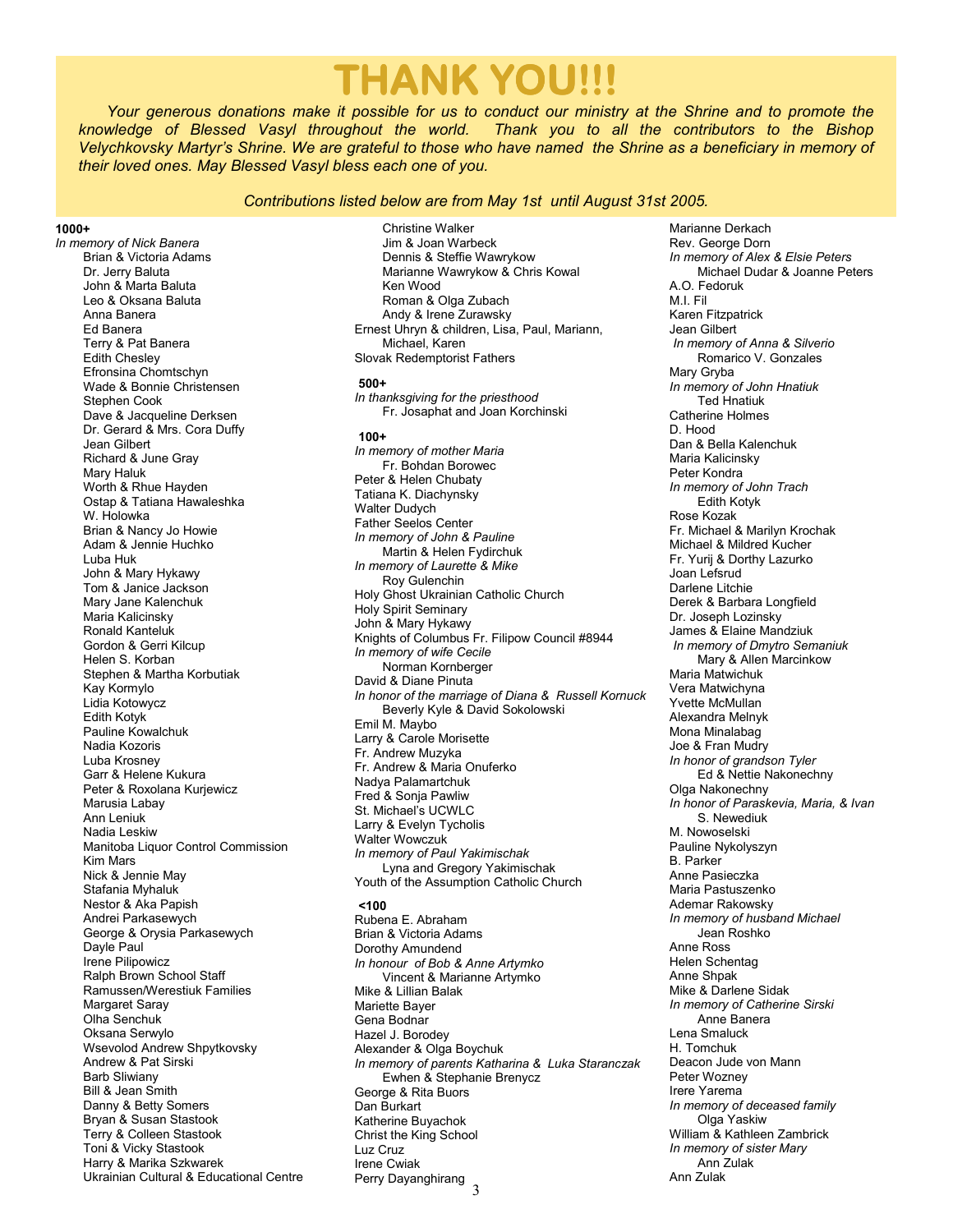# THANK YOU!!!

*Your generous donations make it possible for us to conduct our ministry at the Shrine and to promote the knowledge of Blessed Vasyl throughout the world. Thank you to all the contributors to the Bishop Velychkovsky Martyr's Shrine. We are grateful to those who have named the Shrine as a beneficiary in memory of their loved ones. May Blessed Vasyl bless each one of you.*

*Contributions listed below are from May 1st until August 31st 2005.*

**1000+**

*In memory of Nick Banera*
- Brian & Victoria Adams
- Dr. Jerry Baluta
- John & Marta Baluta
- Leo & Oksana Baluta
- Anna Banera
- Ed Banera
- Terry & Pat Banera
- Edith Chesley
- Efronsina Chomtschyn
- Wade & Bonnie Christensen
- Stephen Cook
- Dave & Jacqueline Derksen
- Dr. Gerard & Mrs. Cora Duffy
- Jean Gilbert
- Richard & June Gray
- Mary Haluk
- Worth & Rhue Hayden
- Ostap & Tatiana Hawaleshka
- W. Holowka
- Brian & Nancy Jo Howie
- Adam & Jennie Huchko
- Luba Huk
- John & Mary Hykawy
- Tom & Janice Jackson
- Mary Jane Kalenchuk
- Maria Kalicinsky
- Ronald Kanteluk
- Gordon & Gerri Kilcup
- Helen S. Korban
- Stephen & Martha Korbutiak
- Kay Kormylo
- Lidia Kotowycz
- Edith Kotyk
- Pauline Kowalchuk
- Nadia Kozoris
- Luba Krosney
- Garr & Helene Kukura
- Peter & Roxolana Kurjewicz
- Marusia Labay
- Ann Leniuk
- Nadia Leskiw
- Manitoba Liquor Control Commission
- Kim Mars
- Nick & Jennie May
- Stafania Myhaluk
- Nestor & Aka Papish
- Andrei Parkasewych
- George & Orysia Parkasewych
- Dayle Paul
- Irene Pilipowicz
- Ralph Brown School Staff
- Ramussen/Werestiuk Families
- Margaret Saray
- Olha Senchuk
- Oksana Serwylo
- Wsevolod Andrew Shpytkovsky
- Andrew & Pat Sirski
- Barb Sliwiany
- Bill & Jean Smith
- Danny & Betty Somers
- Bryan & Susan Stastook
- Terry & Colleen Stastook
- Toni & Vicky Stastook
- Harry & Marika Szkwarek
- Ukrainian Cultural & Educational Centre
- Christine Walker
- Jim & Joan Warbeck
- Dennis & Steffie Wawrykow
- Marianne Wawrykow & Chris Kowal
- Ken Wood
- Roman & Olga Zubach
- Andy & Irene Zurawsky

Ernest Uhryn & children, Lisa, Paul, Mariann, Michael, Karen
Slovak Redemptorist Fathers

**500+**

*In thanksgiving for the priesthood*
- Fr. Josaphat and Joan Korchinski

**100+**

*In memory of mother Maria*
- Fr. Bohdan Borowec

Peter & Helen Chubaty
Tatiana K. Diachynsky
Walter Dudych
Father Seelos Center
*In memory of John & Pauline*
- Martin & Helen Fydirchuk

*In memory of Laurette & Mike*
- Roy Gulenchin

Holy Ghost Ukrainian Catholic Church
Holy Spirit Seminary
John & Mary Hykawy
Knights of Columbus Fr. Filipow Council #8944
*In memory of wife Cecile*
- Norman Kornberger

David & Diane Pinuta
*In honor of the marriage of Diana & Russell Kornuck*
- Beverly Kyle & David Sokolowski

Emil M. Maybo
Larry & Carole Morisette
Fr. Andrew Muzyka
Fr. Andrew & Maria Onuferko
Nadya Palamartchuk
Fred & Sonja Pawliw
St. Michael's UCWLC
Larry & Evelyn Tycholis
Walter Wowczuk
*In memory of Paul Yakimischak*
- Lyna and Gregory Yakimischak

Youth of the Assumption Catholic Church

**<100**

Rubena E. Abraham
Brian & Victoria Adams
Dorothy Amundend
*In honour of Bob & Anne Artymko*
- Vincent & Marianne Artymko

Mike & Lillian Balak
Mariette Bayer
Gena Bodnar
Hazel J. Borodey
Alexander & Olga Boychuk
*In memory of parents Katharina & Luka Staranczak*
- Ewhen & Stephanie Brenycz

George & Rita Buors
Dan Burkart
Katherine Buyachok
Christ the King School
Luz Cruz
Irene Cwiak
Perry Dayanghirang
Marianne Derkach
Rev. George Dorn
*In memory of Alex & Elsie Peters*
- Michael Dudar & Joanne Peters

A.O. Fedoruk
M.I. Fil
Karen Fitzpatrick
Jean Gilbert
*In memory of Anna & Silverio*
- Romarico V. Gonzales

Mary Gryba
*In memory of John Hnatiuk*
- Ted Hnatiuk

Catherine Holmes
D. Hood
Dan & Bella Kalenchuk
Maria Kalicinsky
Peter Kondra
*In memory of John Trach*
- Edith Kotyk

Rose Kozak
Fr. Michael & Marilyn Krochak
Michael & Mildred Kucher
Fr. Yurij & Dorthy Lazurko
Joan Lefsrud
Darlene Litchie
Derek & Barbara Longfield
Dr. Joseph Lozinsky
James & Elaine Mandziuk
*In memory of Dmytro Semaniuk*
- Mary & Allen Marcinkow

Maria Matwichuk
Vera Matwichyna
Yvette McMullan
Alexandra Melnyk
Mona Minalabag
Joe & Fran Mudry
*In honor of grandson Tyler*
- Ed & Nettie Nakonechny

Olga Nakonechny
*In honor of Paraskevia, Maria, & Ivan*
- S. Newediuk

M. Nowoselski
Pauline Nykolyszyn
B. Parker
Anne Pasieczka
Maria Pastuszenko
Ademar Rakowsky
*In memory of husband Michael*
- Jean Roshko

Anne Ross
Helen Schentag
Anne Shpak
Mike & Darlene Sidak
*In memory of Catherine Sirski*
- Anne Banera

Lena Smaluck
H. Tomchuk
Deacon Jude von Mann
Peter Wozney
Irere Yarema
*In memory of deceased family*
- Olga Yaskiw

William & Kathleen Zambrick
*In memory of sister Mary*
- Ann Zulak

Ann Zulak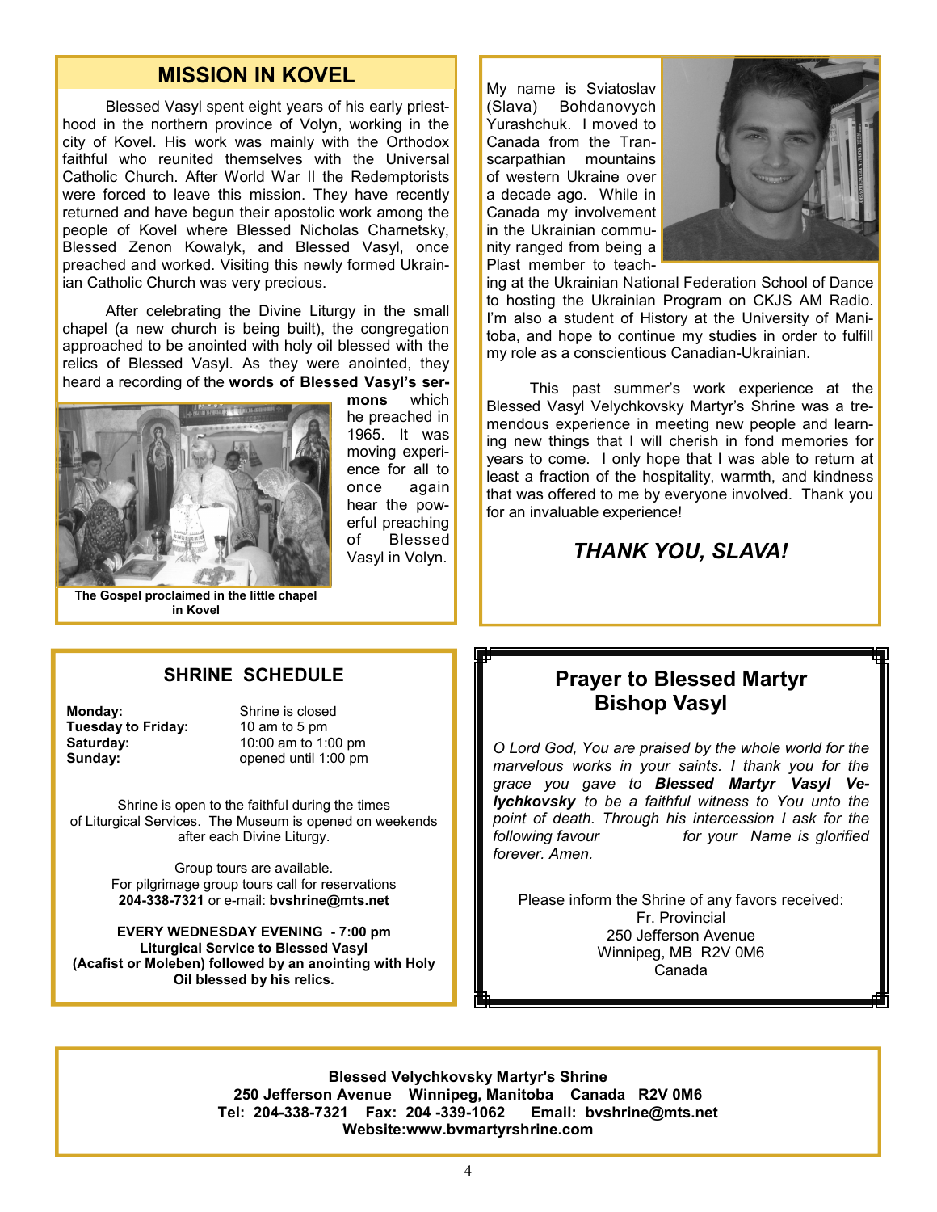## MISSION IN KOVEL

Blessed Vasyl spent eight years of his early priesthood in the northern province of Volyn, working in the city of Kovel. His work was mainly with the Orthodox faithful who reunited themselves with the Universal Catholic Church. After World War II the Redemptorists were forced to leave this mission. They have recently returned and have begun their apostolic work among the people of Kovel where Blessed Nicholas Charnetsky, Blessed Zenon Kowalyk, and Blessed Vasyl, once preached and worked. Visiting this newly formed Ukrainian Catholic Church was very precious.

After celebrating the Divine Liturgy in the small chapel (a new church is being built), the congregation approached to be anointed with holy oil blessed with the relics of Blessed Vasyl. As they were anointed, they heard a recording of the **words of Blessed Vasyl's sermons** which he preached in 1965. It was moving experience for all to once again hear the powerful preaching of Blessed Vasyl in Volyn.

**The Gospel proclaimed in the little chapel in Kovel**

My name is Sviatoslav (Slava) Bohdanovych Yuraschuk. I moved to Canada from the Transcarpathian mountains of western Ukraine over a decade ago. While in Canada my involvement in the Ukrainian community ranged from being a Plast member to teaching at the Ukrainian National Federation School of Dance to hosting the Ukrainian Program on CKJS AM Radio. I'm also a student of History at the University of Manitoba, and hope to continue my studies in order to fulfill my role as a conscientious Canadian-Ukrainian.

This past summer's work experience at the Blessed Vasyl Velychkovsky Martyr's Shrine was a tremendous experience in meeting new people and learning new things that I will cherish in fond memories for years to come. I only hope that I was able to return at least a fraction of the hospitality, warmth, and kindness that was offered to me by everyone involved. Thank you for an invaluable experience!

***THANK YOU, SLAVA!***

## SHRINE SCHEDULE

| | |
|---|---|
| **Monday:** | Shrine is closed |
| **Tuesday to Friday:** | 10 am to 5 pm |
| **Saturday:** | 10:00 am to 1:00 pm |
| **Sunday:** | opened until 1:00 pm |

Shrine is open to the faithful during the times of Liturgical Services. The Museum is opened on weekends after each Divine Liturgy.

Group tours are available.
For pilgrimage group tours call for reservations
**204-338-7321** or e-mail: **bvshrine@mts.net**

**EVERY WEDNESDAY EVENING - 7:00 pm**
**Liturgical Service to Blessed Vasyl**
**(Acafist or Moleben) followed by an anointing with Holy Oil blessed by his relics.**

## Prayer to Blessed Martyr Bishop Vasyl

*O Lord God, You are praised by the whole world for the marvelous works in your saints. I thank you for the grace you gave to **Blessed Martyr Vasyl Velychkovsky** to be a faithful witness to You unto the point of death. Through his intercession I ask for the following favour \_\_\_\_\_\_\_\_\_ for your Name is glorified forever. Amen.*

Please inform the Shrine of any favors received:
Fr. Provincial
250 Jefferson Avenue
Winnipeg, MB R2V 0M6
Canada

**Blessed Velychkovsky Martyr's Shrine**
**250 Jefferson Avenue Winnipeg, Manitoba Canada R2V 0M6**
**Tel: 204-338-7321 Fax: 204 -339-1062 Email: bvshrine@mts.net**
**Website:www.bvmartyrshrine.com**